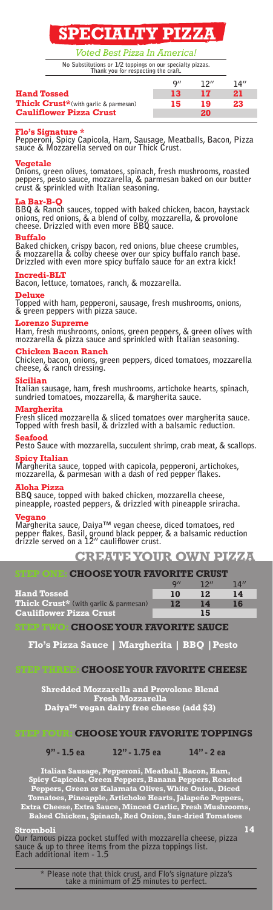# SPECIALTY PIZZA

*Voted Best Pizza In America!*

No Substitutions or 1/2 toppings on our specialty pizzas. Thank you for respecting the craft.

| | 9" | 12" | 14" |
|---|---|---|---|
| **Hand Tossed** | 13 | 17 | 21 |
| **Thick Crust*** (with garlic & parmesan) | 15 | 19 | 23 |
| **Cauliflower Pizza Crust** | | 20 | |

**Flo's Signature ***
Pepperoni, Spicy Capicola, Ham, Sausage, Meatballs, Bacon, Pizza sauce & Mozzarella served on our Thick Crust.

**Vegetale**
Onions, green olives, tomatoes, spinach, fresh mushrooms, roasted peppers, pesto sauce, mozzarella, & parmesan baked on our butter crust & sprinkled with Italian seasoning.

**La Bar-B-Q**
BBQ & Ranch sauces, topped with baked chicken, bacon, haystack onions, red onions, & a blend of colby, mozzarella, & provolone cheese. Drizzled with even more BBQ sauce.

**Buffalo**
Baked chicken, crispy bacon, red onions, blue cheese crumbles, & mozzarella & colby cheese over our spicy buffalo ranch base. Drizzled with even more spicy buffalo sauce for an extra kick!

**Incredi-BLT**
Bacon, lettuce, tomatoes, ranch, & mozzarella.

**Deluxe**
Topped with ham, pepperoni, sausage, fresh mushrooms, onions, & green peppers with pizza sauce.

**Lorenzo Supreme**
Ham, fresh mushrooms, onions, green peppers, & green olives with mozzarella & pizza sauce and sprinkled with Italian seasoning.

**Chicken Bacon Ranch**
Chicken, bacon, onions, green peppers, diced tomatoes, mozzarella cheese, & ranch dressing.

**Sicilian**
Italian sausage, ham, fresh mushrooms, artichoke hearts, spinach, sundried tomatoes, mozzarella, & margherita sauce.

**Margherita**
Fresh sliced mozzarella & sliced tomatoes over margherita sauce. Topped with fresh basil, & drizzled with a balsamic reduction.

**Seafood**
Pesto Sauce with mozzarella, succulent shrimp, crab meat, & scallops.

**Spicy Italian**
Margherita sauce, topped with capicola, pepperoni, artichokes, mozzarella, & parmesan with a dash of red pepper flakes.

**Aloha Pizza**
BBQ sauce, topped with baked chicken, mozzarella cheese, pineapple, roasted peppers, & drizzled with pineapple sriracha.

**Vegano**
Margherita sauce, Daiya™ vegan cheese, diced tomatoes, red pepper flakes, Basil, ground black pepper, & a balsamic reduction drizzle served on a 12" cauliflower crust.

# CREATE YOUR OWN PIZZA

## STEP ONE: CHOOSE YOUR FAVORITE CRUST

| | 9" | 12" | 14" |
|---|---|---|---|
| **Hand Tossed** | 10 | 12 | 14 |
| **Thick Crust*** (with garlic & parmesan) | 12 | 14 | 16 |
| **Cauliflower Pizza Crust** | | 15 | |

## STEP TWO: CHOOSE YOUR FAVORITE SAUCE

**Flo's Pizza Sauce | Margherita | BBQ | Pesto**

## STEP THREE: CHOOSE YOUR FAVORITE CHEESE

**Shredded Mozzarella and Provolone Blend**
**Fresh Mozzarella**
**Daiya™ vegan dairy free cheese (add $3)**

## STEP FOUR: CHOOSE YOUR FAVORITE TOPPINGS

9" - 1.5 ea | 12" - 1.75 ea | 14" - 2 ea

**Italian Sausage, Pepperoni, Meatball, Bacon, Ham, Spicy Capicola, Green Peppers, Banana Peppers, Roasted Peppers, Green or Kalamata Olives, White Onion, Diced Tomatoes, Pineapple, Artichoke Hearts, Jalapeño Peppers, Extra Cheese, Extra Sauce, Minced Garlic, Fresh Mushrooms, Baked Chicken, Spinach, Red Onion, Sun-dried Tomatoes**

**Stromboli** 14
Our famous pizza pocket stuffed with mozzarella cheese, pizza sauce & up to three items from the pizza toppings list.
Each additional item - 1.5

\* Please note that thick crust, and Flo's signature pizza's take a minimum of 25 minutes to perfect.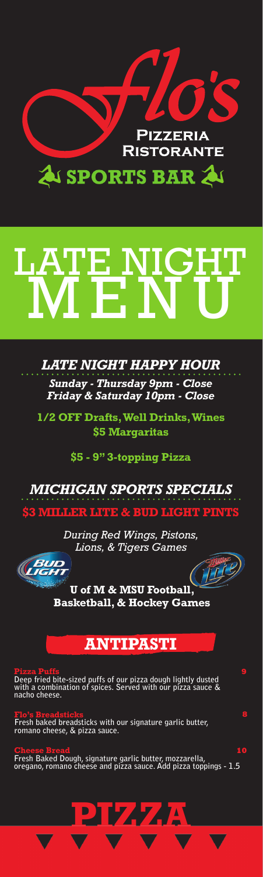# Flo's Pizzeria Ristorante

## SPORTS BAR

# LATE NIGHT MENU

## *LATE NIGHT HAPPY HOUR*

***Sunday - Thursday 9pm - Close***
***Friday & Saturday 10pm - Close***

**1/2 OFF Drafts, Well Drinks, Wines**
**$5 Margaritas**

**$5 - 9" 3-topping Pizza**

## *MICHIGAN SPORTS SPECIALS*

**$3 MILLER LITE & BUD LIGHT PINTS**

*During Red Wings, Pistons, Lions, & Tigers Games*

**U of M & MSU Football, Basketball, & Hockey Games**

## ANTIPASTI

**Pizza Puffs** 9
Deep fried bite-sized puffs of our pizza dough lightly dusted with a combination of spices. Served with our pizza sauce & nacho cheese.

**Flo's Breadsticks** 8
Fresh baked breadsticks with our signature garlic butter, romano cheese, & pizza sauce.

**Cheese Bread** 10
Fresh Baked Dough, signature garlic butter, mozzarella, oregano, romano cheese and pizza sauce. Add pizza toppings - 1.5

## PIZZA